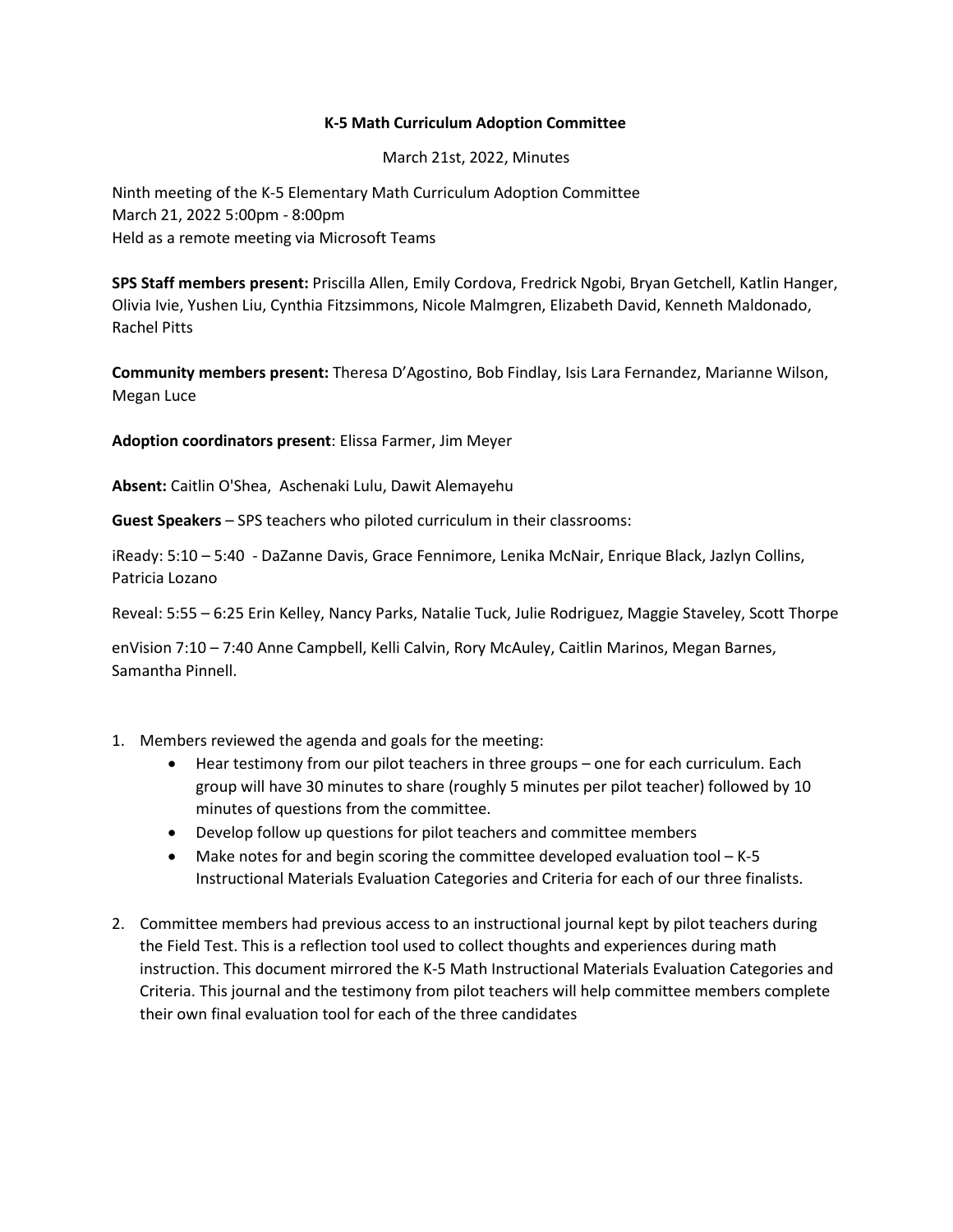# K-5 Math Curriculum Adoption Committee

March 21st, 2022, Minutes

Ninth meeting of the K-5 Elementary Math Curriculum Adoption Committee
March 21, 2022 5:00pm - 8:00pm
Held as a remote meeting via Microsoft Teams

**SPS Staff members present:** Priscilla Allen, Emily Cordova, Fredrick Ngobi, Bryan Getchell, Katlin Hanger, Olivia Ivie, Yushen Liu, Cynthia Fitzsimmons, Nicole Malmgren, Elizabeth David, Kenneth Maldonado, Rachel Pitts

**Community members present:** Theresa D'Agostino, Bob Findlay, Isis Lara Fernandez, Marianne Wilson, Megan Luce

**Adoption coordinators present**: Elissa Farmer, Jim Meyer

**Absent:** Caitlin O'Shea, Aschenaki Lulu, Dawit Alemayehu

**Guest Speakers** – SPS teachers who piloted curriculum in their classrooms:

iReady: 5:10 – 5:40 - DaZanne Davis, Grace Fennimore, Lenika McNair, Enrique Black, Jazlyn Collins, Patricia Lozano

Reveal: 5:55 – 6:25 Erin Kelley, Nancy Parks, Natalie Tuck, Julie Rodriguez, Maggie Staveley, Scott Thorpe

enVision 7:10 – 7:40 Anne Campbell, Kelli Calvin, Rory McAuley, Caitlin Marinos, Megan Barnes, Samantha Pinnell.

1. Members reviewed the agenda and goals for the meeting:
   - Hear testimony from our pilot teachers in three groups – one for each curriculum. Each group will have 30 minutes to share (roughly 5 minutes per pilot teacher) followed by 10 minutes of questions from the committee.
   - Develop follow up questions for pilot teachers and committee members
   - Make notes for and begin scoring the committee developed evaluation tool – K-5 Instructional Materials Evaluation Categories and Criteria for each of our three finalists.

2. Committee members had previous access to an instructional journal kept by pilot teachers during the Field Test. This is a reflection tool used to collect thoughts and experiences during math instruction. This document mirrored the K-5 Math Instructional Materials Evaluation Categories and Criteria. This journal and the testimony from pilot teachers will help committee members complete their own final evaluation tool for each of the three candidates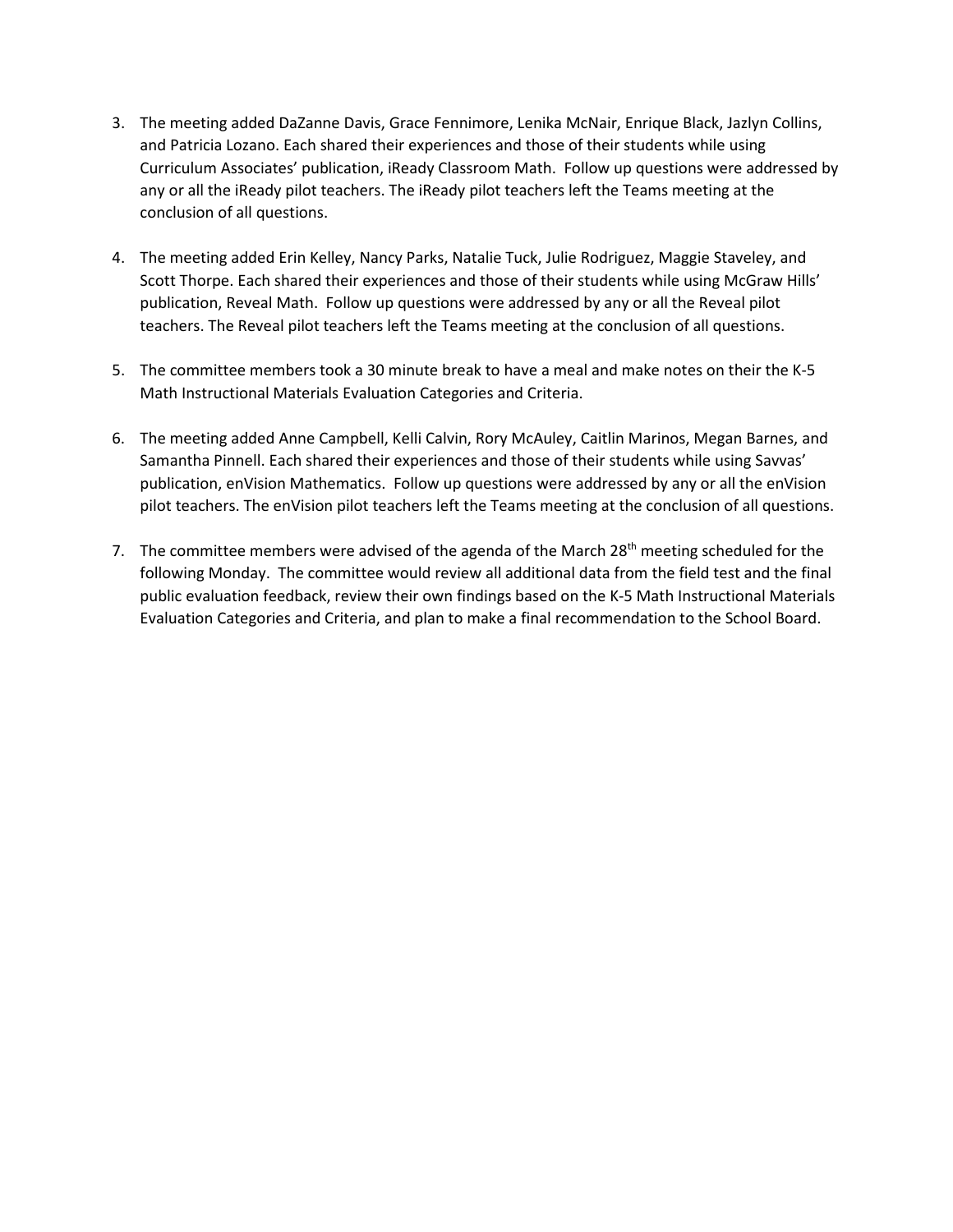3. The meeting added DaZanne Davis, Grace Fennimore, Lenika McNair, Enrique Black, Jazlyn Collins, and Patricia Lozano. Each shared their experiences and those of their students while using Curriculum Associates' publication, iReady Classroom Math. Follow up questions were addressed by any or all the iReady pilot teachers. The iReady pilot teachers left the Teams meeting at the conclusion of all questions.

4. The meeting added Erin Kelley, Nancy Parks, Natalie Tuck, Julie Rodriguez, Maggie Staveley, and Scott Thorpe. Each shared their experiences and those of their students while using McGraw Hills' publication, Reveal Math. Follow up questions were addressed by any or all the Reveal pilot teachers. The Reveal pilot teachers left the Teams meeting at the conclusion of all questions.

5. The committee members took a 30 minute break to have a meal and make notes on their the K-5 Math Instructional Materials Evaluation Categories and Criteria.

6. The meeting added Anne Campbell, Kelli Calvin, Rory McAuley, Caitlin Marinos, Megan Barnes, and Samantha Pinnell. Each shared their experiences and those of their students while using Savvas' publication, enVision Mathematics. Follow up questions were addressed by any or all the enVision pilot teachers. The enVision pilot teachers left the Teams meeting at the conclusion of all questions.

7. The committee members were advised of the agenda of the March 28th meeting scheduled for the following Monday. The committee would review all additional data from the field test and the final public evaluation feedback, review their own findings based on the K-5 Math Instructional Materials Evaluation Categories and Criteria, and plan to make a final recommendation to the School Board.